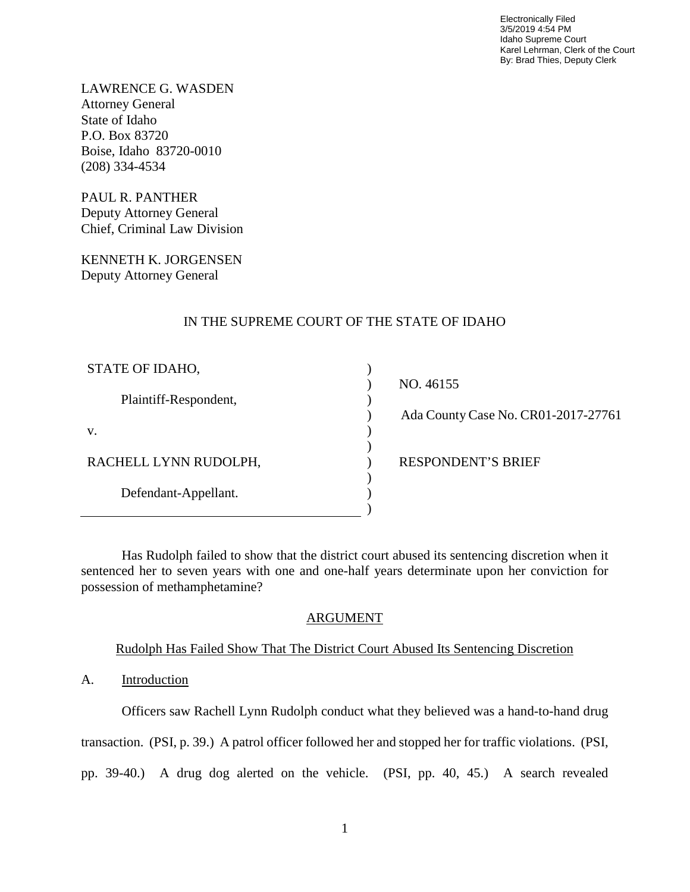Electronically Filed
3/5/2019 4:54 PM
Idaho Supreme Court
Karel Lehrman, Clerk of the Court
By: Brad Thies, Deputy Clerk

LAWRENCE G. WASDEN
Attorney General
State of Idaho
P.O. Box 83720
Boise, Idaho 83720-0010
(208) 334-4534

PAUL R. PANTHER
Deputy Attorney General
Chief, Criminal Law Division

KENNETH K. JORGENSEN
Deputy Attorney General

IN THE SUPREME COURT OF THE STATE OF IDAHO

| | | |
|---|---|---|
| STATE OF IDAHO, | ) | |
| | ) | NO. 46155 |
| Plaintiff-Respondent, | ) | |
| | ) | Ada County Case No. CR01-2017-27761 |
| v. | ) | |
| | ) | |
| RACHELL LYNN RUDOLPH, | ) | RESPONDENT'S BRIEF |
| | ) | |
| Defendant-Appellant. | ) | |
| | ) | |

Has Rudolph failed to show that the district court abused its sentencing discretion when it sentenced her to seven years with one and one-half years determinate upon her conviction for possession of methamphetamine?

## ARGUMENT

### Rudolph Has Failed Show That The District Court Abused Its Sentencing Discretion

#### A. Introduction

Officers saw Rachell Lynn Rudolph conduct what they believed was a hand-to-hand drug transaction. (PSI, p. 39.) A patrol officer followed her and stopped her for traffic violations. (PSI, pp. 39-40.) A drug dog alerted on the vehicle. (PSI, pp. 40, 45.) A search revealed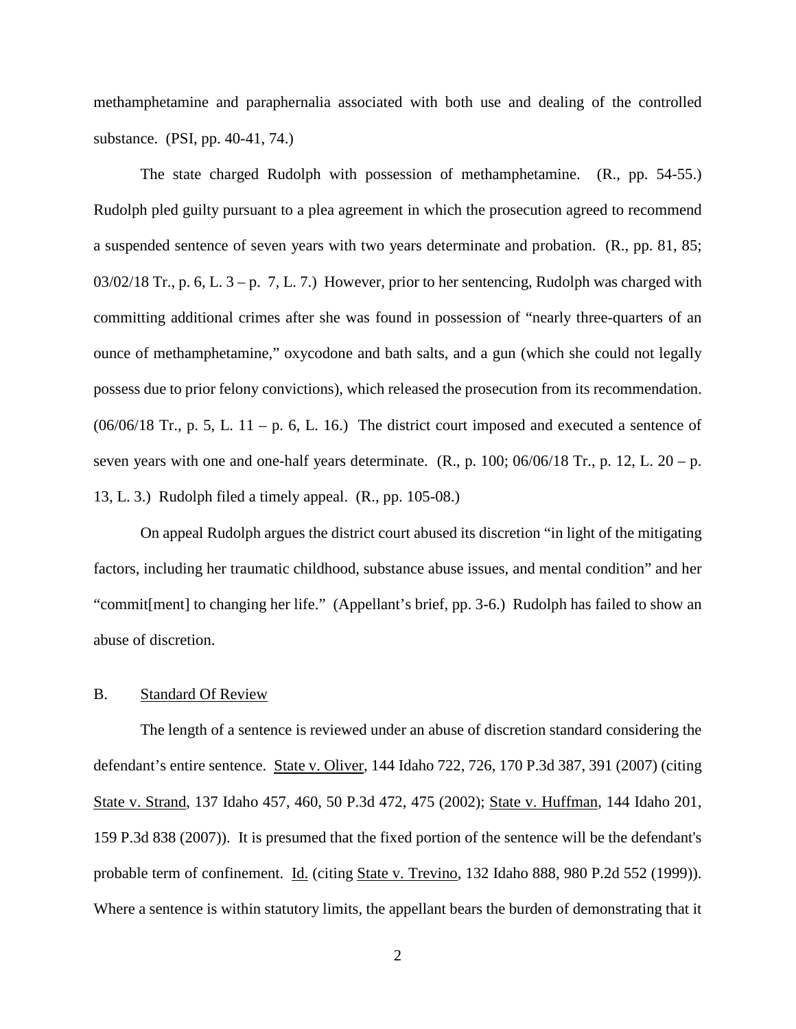methamphetamine and paraphernalia associated with both use and dealing of the controlled substance. (PSI, pp. 40-41, 74.)

The state charged Rudolph with possession of methamphetamine. (R., pp. 54-55.) Rudolph pled guilty pursuant to a plea agreement in which the prosecution agreed to recommend a suspended sentence of seven years with two years determinate and probation. (R., pp. 81, 85; 03/02/18 Tr., p. 6, L. 3 – p. 7, L. 7.) However, prior to her sentencing, Rudolph was charged with committing additional crimes after she was found in possession of "nearly three-quarters of an ounce of methamphetamine," oxycodone and bath salts, and a gun (which she could not legally possess due to prior felony convictions), which released the prosecution from its recommendation. (06/06/18 Tr., p. 5, L. 11 – p. 6, L. 16.) The district court imposed and executed a sentence of seven years with one and one-half years determinate. (R., p. 100; 06/06/18 Tr., p. 12, L. 20 – p. 13, L. 3.) Rudolph filed a timely appeal. (R., pp. 105-08.)

On appeal Rudolph argues the district court abused its discretion "in light of the mitigating factors, including her traumatic childhood, substance abuse issues, and mental condition" and her "commit[ment] to changing her life." (Appellant's brief, pp. 3-6.) Rudolph has failed to show an abuse of discretion.

B. Standard Of Review

The length of a sentence is reviewed under an abuse of discretion standard considering the defendant's entire sentence. State v. Oliver, 144 Idaho 722, 726, 170 P.3d 387, 391 (2007) (citing State v. Strand, 137 Idaho 457, 460, 50 P.3d 472, 475 (2002); State v. Huffman, 144 Idaho 201, 159 P.3d 838 (2007)). It is presumed that the fixed portion of the sentence will be the defendant's probable term of confinement. Id. (citing State v. Trevino, 132 Idaho 888, 980 P.2d 552 (1999)). Where a sentence is within statutory limits, the appellant bears the burden of demonstrating that it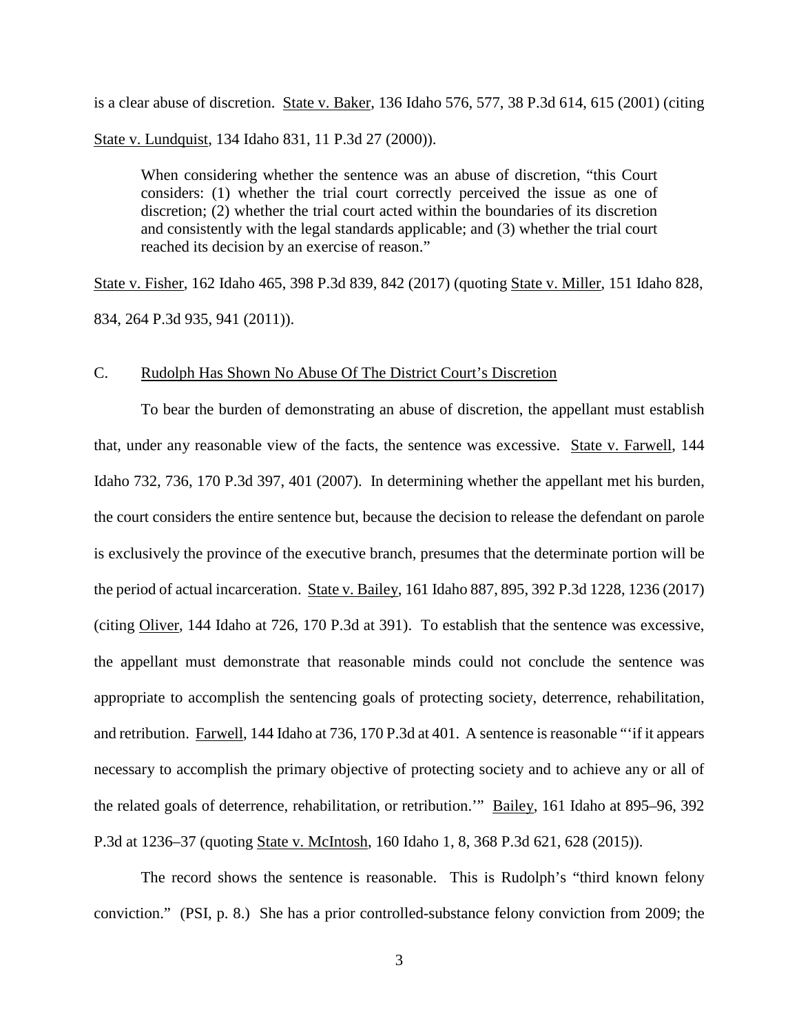is a clear abuse of discretion. State v. Baker, 136 Idaho 576, 577, 38 P.3d 614, 615 (2001) (citing State v. Lundquist, 134 Idaho 831, 11 P.3d 27 (2000)).

> When considering whether the sentence was an abuse of discretion, "this Court considers: (1) whether the trial court correctly perceived the issue as one of discretion; (2) whether the trial court acted within the boundaries of its discretion and consistently with the legal standards applicable; and (3) whether the trial court reached its decision by an exercise of reason."

State v. Fisher, 162 Idaho 465, 398 P.3d 839, 842 (2017) (quoting State v. Miller, 151 Idaho 828, 834, 264 P.3d 935, 941 (2011)).

### C. Rudolph Has Shown No Abuse Of The District Court's Discretion

To bear the burden of demonstrating an abuse of discretion, the appellant must establish that, under any reasonable view of the facts, the sentence was excessive. State v. Farwell, 144 Idaho 732, 736, 170 P.3d 397, 401 (2007). In determining whether the appellant met his burden, the court considers the entire sentence but, because the decision to release the defendant on parole is exclusively the province of the executive branch, presumes that the determinate portion will be the period of actual incarceration. State v. Bailey, 161 Idaho 887, 895, 392 P.3d 1228, 1236 (2017) (citing Oliver, 144 Idaho at 726, 170 P.3d at 391). To establish that the sentence was excessive, the appellant must demonstrate that reasonable minds could not conclude the sentence was appropriate to accomplish the sentencing goals of protecting society, deterrence, rehabilitation, and retribution. Farwell, 144 Idaho at 736, 170 P.3d at 401. A sentence is reasonable "'if it appears necessary to accomplish the primary objective of protecting society and to achieve any or all of the related goals of deterrence, rehabilitation, or retribution.'" Bailey, 161 Idaho at 895–96, 392 P.3d at 1236–37 (quoting State v. McIntosh, 160 Idaho 1, 8, 368 P.3d 621, 628 (2015)).

The record shows the sentence is reasonable. This is Rudolph's "third known felony conviction." (PSI, p. 8.) She has a prior controlled-substance felony conviction from 2009; the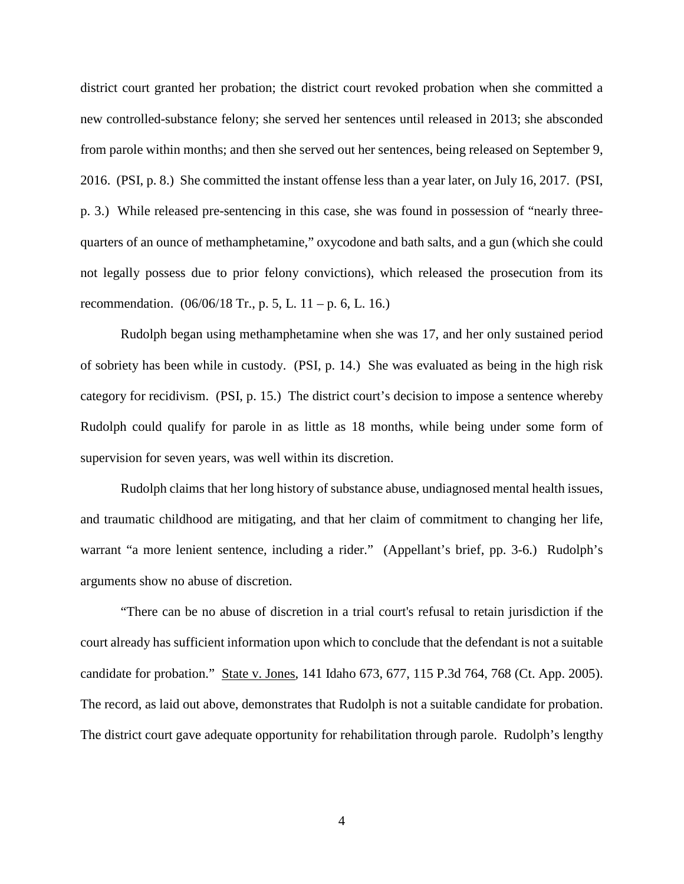district court granted her probation; the district court revoked probation when she committed a new controlled-substance felony; she served her sentences until released in 2013; she absconded from parole within months; and then she served out her sentences, being released on September 9, 2016. (PSI, p. 8.) She committed the instant offense less than a year later, on July 16, 2017. (PSI, p. 3.) While released pre-sentencing in this case, she was found in possession of "nearly three-quarters of an ounce of methamphetamine," oxycodone and bath salts, and a gun (which she could not legally possess due to prior felony convictions), which released the prosecution from its recommendation. (06/06/18 Tr., p. 5, L. 11 – p. 6, L. 16.)

Rudolph began using methamphetamine when she was 17, and her only sustained period of sobriety has been while in custody. (PSI, p. 14.) She was evaluated as being in the high risk category for recidivism. (PSI, p. 15.) The district court's decision to impose a sentence whereby Rudolph could qualify for parole in as little as 18 months, while being under some form of supervision for seven years, was well within its discretion.

Rudolph claims that her long history of substance abuse, undiagnosed mental health issues, and traumatic childhood are mitigating, and that her claim of commitment to changing her life, warrant "a more lenient sentence, including a rider." (Appellant's brief, pp. 3-6.) Rudolph's arguments show no abuse of discretion.

"There can be no abuse of discretion in a trial court's refusal to retain jurisdiction if the court already has sufficient information upon which to conclude that the defendant is not a suitable candidate for probation." State v. Jones, 141 Idaho 673, 677, 115 P.3d 764, 768 (Ct. App. 2005). The record, as laid out above, demonstrates that Rudolph is not a suitable candidate for probation. The district court gave adequate opportunity for rehabilitation through parole. Rudolph's lengthy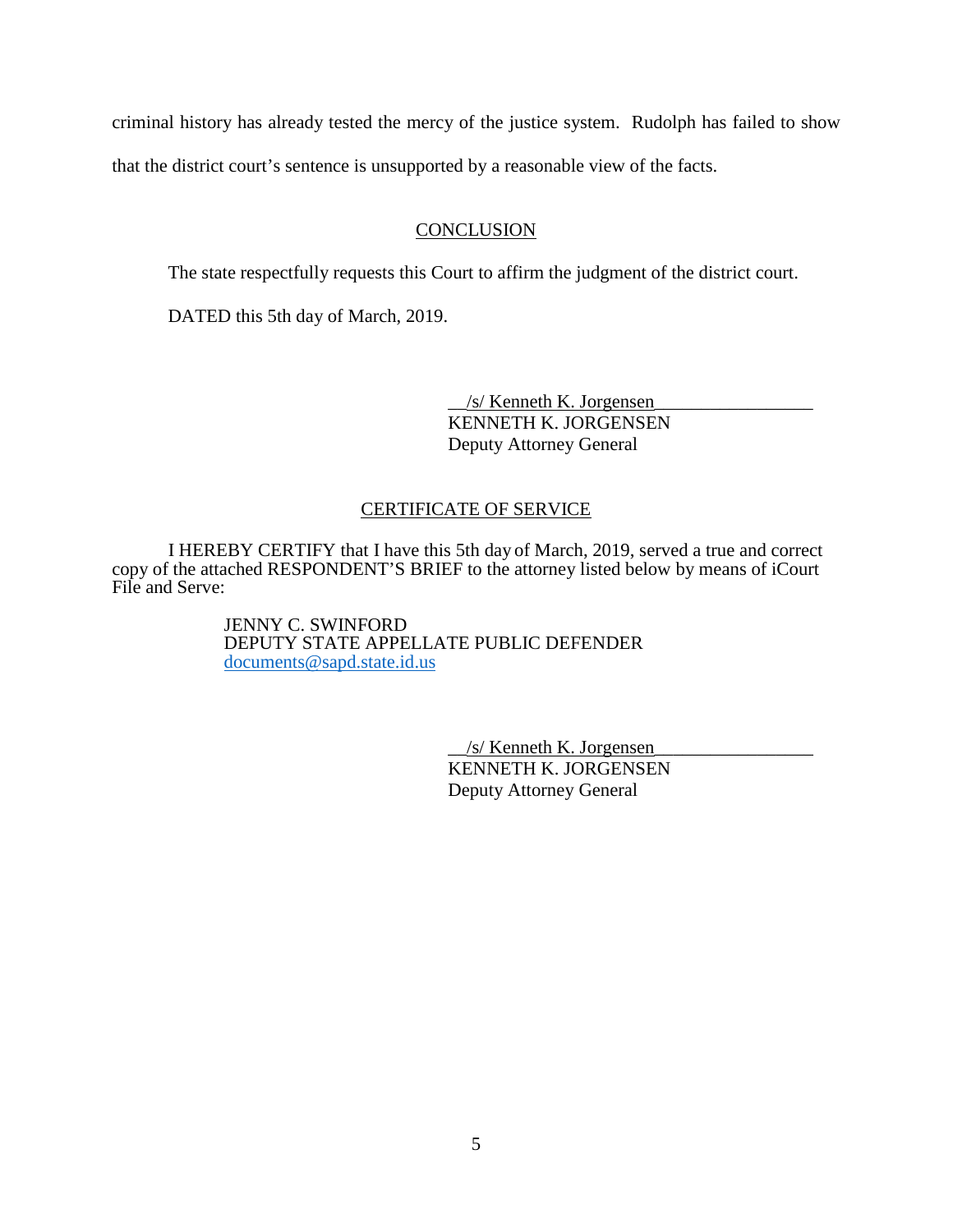criminal history has already tested the mercy of the justice system. Rudolph has failed to show that the district court's sentence is unsupported by a reasonable view of the facts.

## CONCLUSION

The state respectfully requests this Court to affirm the judgment of the district court.

DATED this 5th day of March, 2019.

/s/ Kenneth K. Jorgensen
KENNETH K. JORGENSEN
Deputy Attorney General

## CERTIFICATE OF SERVICE

I HEREBY CERTIFY that I have this 5th day of March, 2019, served a true and correct copy of the attached RESPONDENT'S BRIEF to the attorney listed below by means of iCourt File and Serve:

JENNY C. SWINFORD
DEPUTY STATE APPELLATE PUBLIC DEFENDER
documents@sapd.state.id.us

/s/ Kenneth K. Jorgensen
KENNETH K. JORGENSEN
Deputy Attorney General